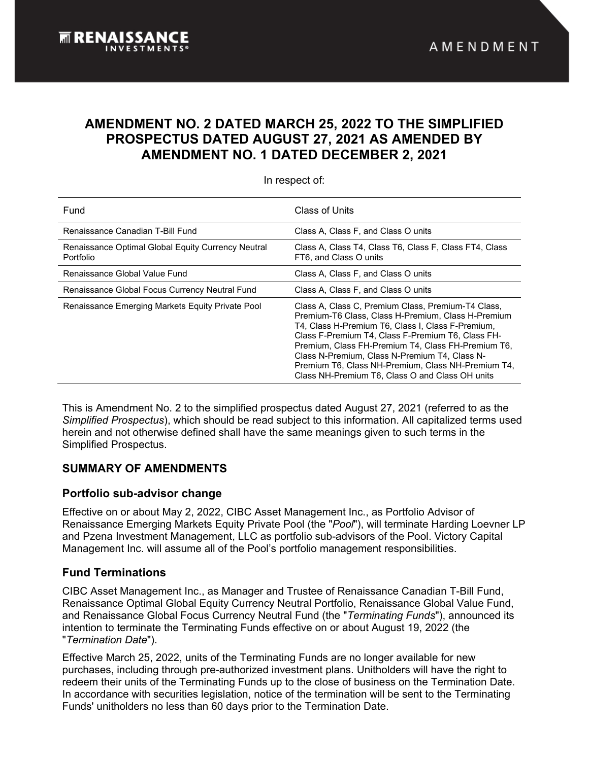RENAISSANCE INVESTMENTS®

AMENDMENT

# AMENDMENT NO. 2 DATED MARCH 25, 2022 TO THE SIMPLIFIED PROSPECTUS DATED AUGUST 27, 2021 AS AMENDED BY AMENDMENT NO. 1 DATED DECEMBER 2, 2021

In respect of:

| Fund | Class of Units |
|---|---|
| Renaissance Canadian T-Bill Fund | Class A, Class F, and Class O units |
| Renaissance Optimal Global Equity Currency Neutral Portfolio | Class A, Class T4, Class T6, Class F, Class FT4, Class FT6, and Class O units |
| Renaissance Global Value Fund | Class A, Class F, and Class O units |
| Renaissance Global Focus Currency Neutral Fund | Class A, Class F, and Class O units |
| Renaissance Emerging Markets Equity Private Pool | Class A, Class C, Premium Class, Premium-T4 Class, Premium-T6 Class, Class H-Premium, Class H-Premium T4, Class H-Premium T6, Class I, Class F-Premium, Class F-Premium T4, Class F-Premium T6, Class FH-Premium, Class FH-Premium T4, Class FH-Premium T6, Class N-Premium, Class N-Premium T4, Class N-Premium T6, Class NH-Premium, Class NH-Premium T4, Class NH-Premium T6, Class O and Class OH units |

This is Amendment No. 2 to the simplified prospectus dated August 27, 2021 (referred to as the *Simplified Prospectus*), which should be read subject to this information. All capitalized terms used herein and not otherwise defined shall have the same meanings given to such terms in the Simplified Prospectus.

## SUMMARY OF AMENDMENTS

### Portfolio sub-advisor change

Effective on or about May 2, 2022, CIBC Asset Management Inc., as Portfolio Advisor of Renaissance Emerging Markets Equity Private Pool (the "*Pool*"), will terminate Harding Loevner LP and Pzena Investment Management, LLC as portfolio sub-advisors of the Pool. Victory Capital Management Inc. will assume all of the Pool's portfolio management responsibilities.

### Fund Terminations

CIBC Asset Management Inc., as Manager and Trustee of Renaissance Canadian T-Bill Fund, Renaissance Optimal Global Equity Currency Neutral Portfolio, Renaissance Global Value Fund, and Renaissance Global Focus Currency Neutral Fund (the "*Terminating Funds*"), announced its intention to terminate the Terminating Funds effective on or about August 19, 2022 (the "*Termination Date*").

Effective March 25, 2022, units of the Terminating Funds are no longer available for new purchases, including through pre-authorized investment plans. Unitholders will have the right to redeem their units of the Terminating Funds up to the close of business on the Termination Date. In accordance with securities legislation, notice of the termination will be sent to the Terminating Funds' unitholders no less than 60 days prior to the Termination Date.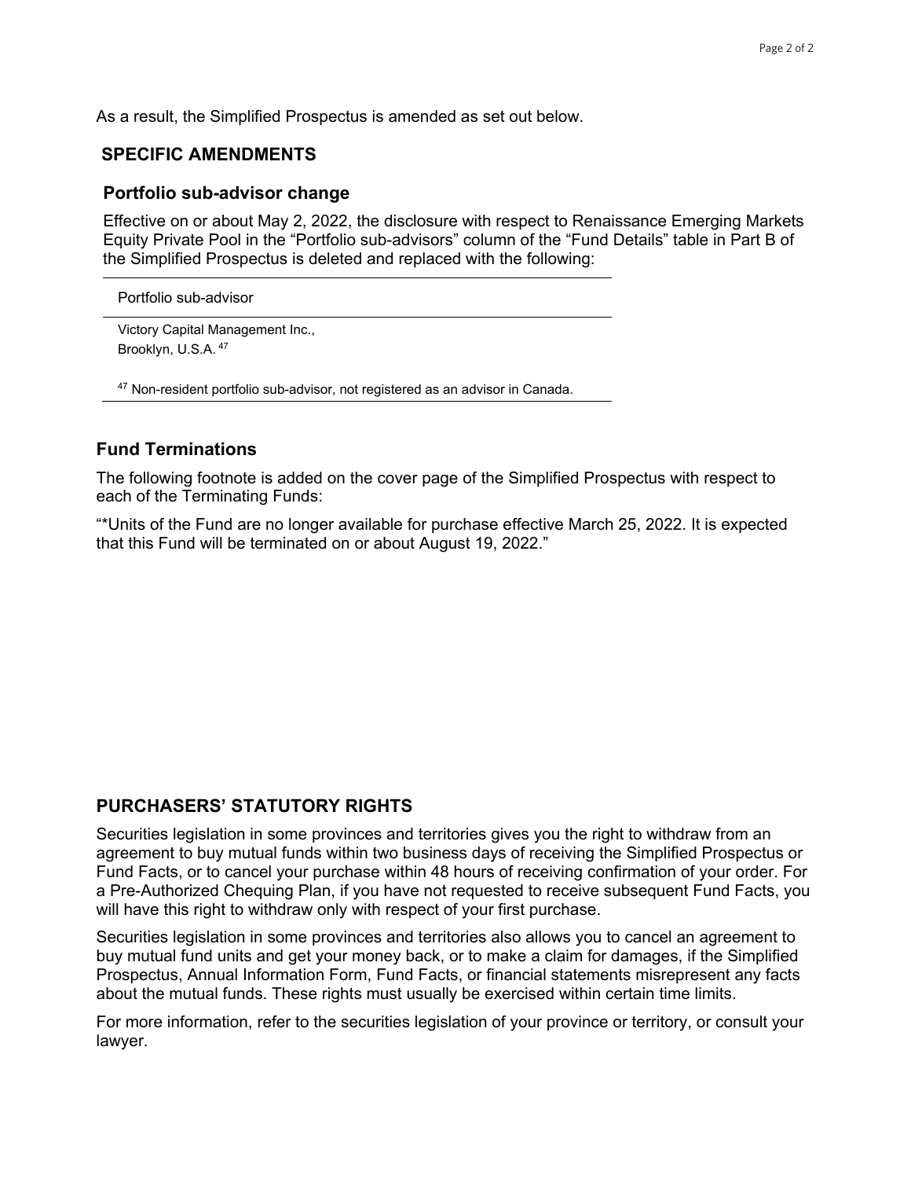As a result, the Simplified Prospectus is amended as set out below.

## SPECIFIC AMENDMENTS

### Portfolio sub-advisor change

Effective on or about May 2, 2022, the disclosure with respect to Renaissance Emerging Markets Equity Private Pool in the "Portfolio sub-advisors" column of the "Fund Details" table in Part B of the Simplified Prospectus is deleted and replaced with the following:

| Portfolio sub-advisor |
| --- |
| Victory Capital Management Inc., Brooklyn, U.S.A. [47] |

[47] Non-resident portfolio sub-advisor, not registered as an advisor in Canada.

### Fund Terminations

The following footnote is added on the cover page of the Simplified Prospectus with respect to each of the Terminating Funds:

"*Units of the Fund are no longer available for purchase effective March 25, 2022. It is expected that this Fund will be terminated on or about August 19, 2022."

## PURCHASERS' STATUTORY RIGHTS

Securities legislation in some provinces and territories gives you the right to withdraw from an agreement to buy mutual funds within two business days of receiving the Simplified Prospectus or Fund Facts, or to cancel your purchase within 48 hours of receiving confirmation of your order. For a Pre-Authorized Chequing Plan, if you have not requested to receive subsequent Fund Facts, you will have this right to withdraw only with respect of your first purchase.

Securities legislation in some provinces and territories also allows you to cancel an agreement to buy mutual fund units and get your money back, or to make a claim for damages, if the Simplified Prospectus, Annual Information Form, Fund Facts, or financial statements misrepresent any facts about the mutual funds. These rights must usually be exercised within certain time limits.

For more information, refer to the securities legislation of your province or territory, or consult your lawyer.